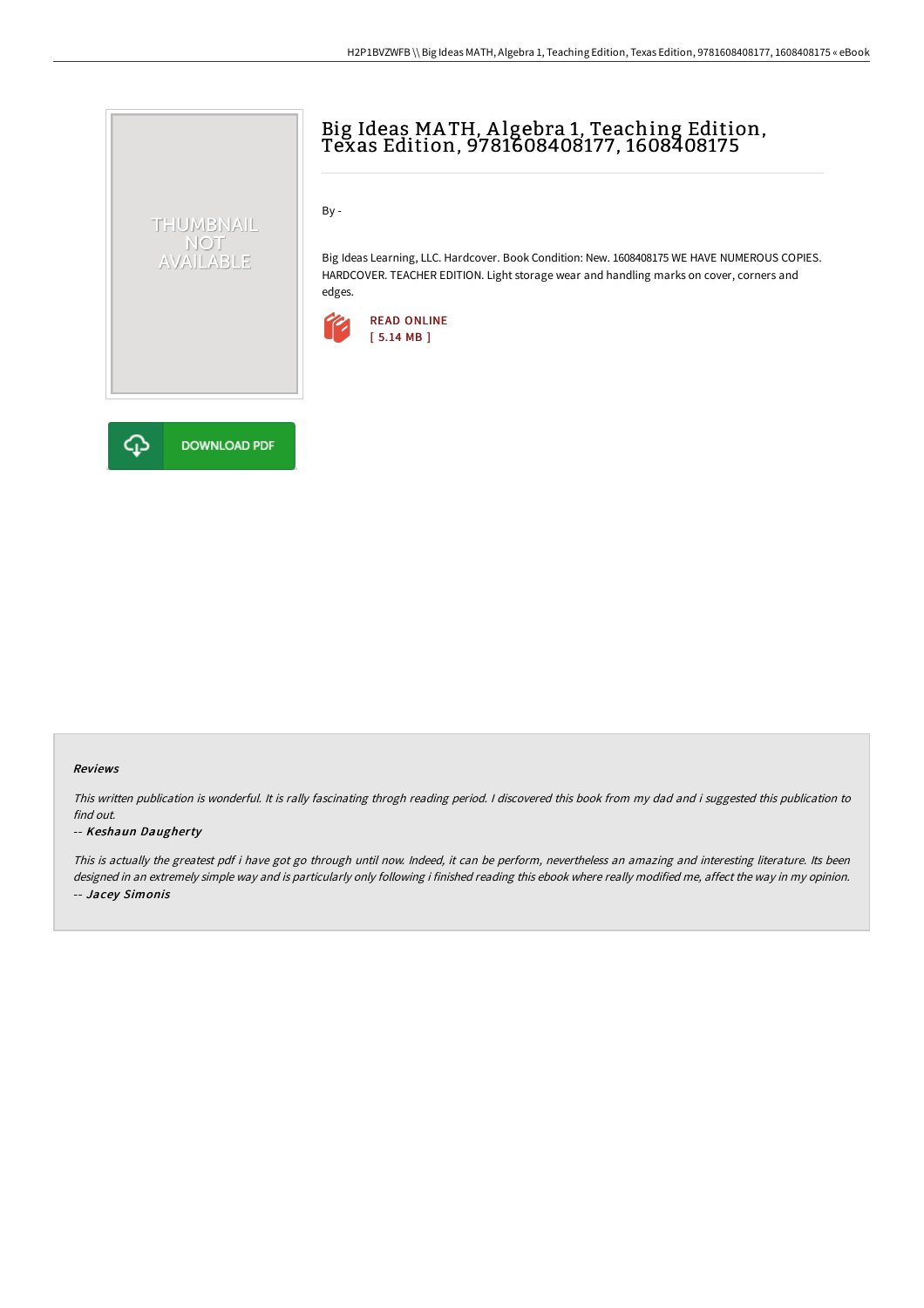# Big Ideas MATH, Algebra 1, Teaching Edition, Texas Edition, 9781608408177, 1608408175

By -

Big Ideas Learning, LLC. Hardcover. Book Condition: New. 1608408175 WE HAVE NUMEROUS COPIES. HARDCOVER. TEACHER EDITION. Light storage wear and handling marks on cover, corners and edges.

READ ONLINE
[ 5.14 MB ]

DOWNLOAD PDF

#### Reviews

*This written publication is wonderful. It is rally fascinating throgh reading period. I discovered this book from my dad and i suggested this publication to find out.*

-- ***Keshaun Daugherty***

*This is actually the greatest pdf i have got go through until now. Indeed, it can be perform, nevertheless an amazing and interesting literature. Its been designed in an extremely simple way and is particularly only following i finished reading this ebook where really modified me, affect the way in my opinion.*

-- ***Jacey Simonis***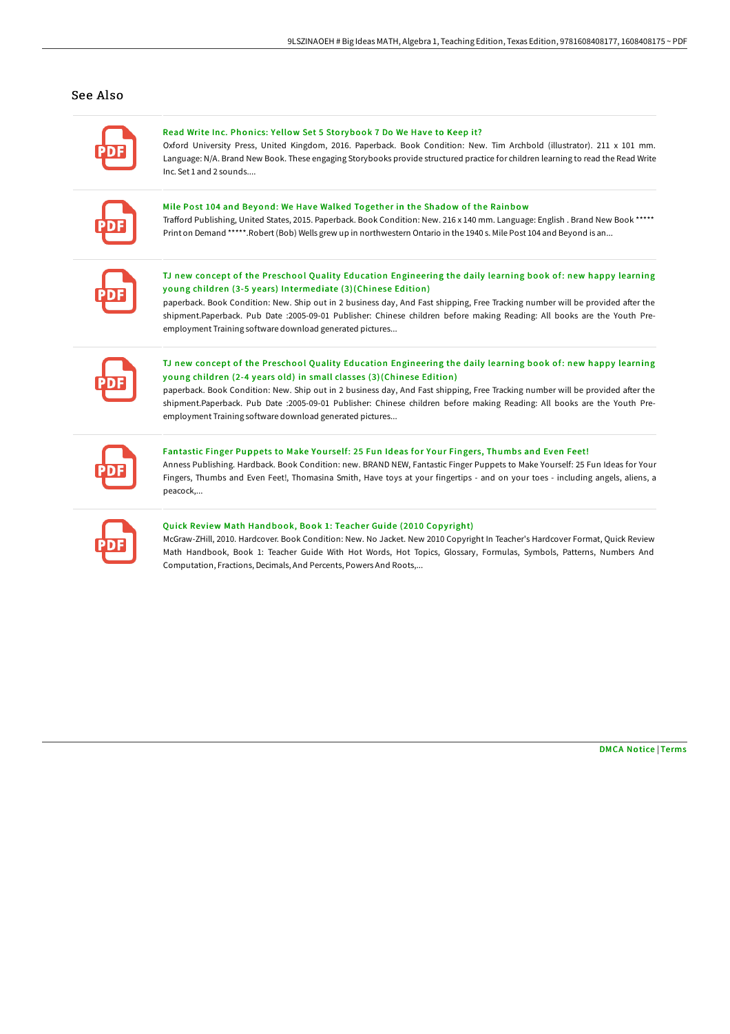## See Also

**Read Write Inc. Phonics: Yellow Set 5 Storybook 7 Do We Have to Keep it?**

Oxford University Press, United Kingdom, 2016. Paperback. Book Condition: New. Tim Archbold (illustrator). 211 x 101 mm. Language: N/A. Brand New Book. These engaging Storybooks provide structured practice for children learning to read the Read Write Inc. Set 1 and 2 sounds....

**Mile Post 104 and Beyond: We Have Walked Together in the Shadow of the Rainbow**

Trafford Publishing, United States, 2015. Paperback. Book Condition: New. 216 x 140 mm. Language: English . Brand New Book ***** Print on Demand *****.Robert (Bob) Wells grew up in northwestern Ontario in the 1940 s. Mile Post 104 and Beyond is an...

**TJ new concept of the Preschool Quality Education Engineering the daily learning book of: new happy learning young children (3-5 years) Intermediate (3)(Chinese Edition)**

paperback. Book Condition: New. Ship out in 2 business day, And Fast shipping, Free Tracking number will be provided after the shipment.Paperback. Pub Date :2005-09-01 Publisher: Chinese children before making Reading: All books are the Youth Pre-employment Training software download generated pictures...

**TJ new concept of the Preschool Quality Education Engineering the daily learning book of: new happy learning young children (2-4 years old) in small classes (3)(Chinese Edition)**

paperback. Book Condition: New. Ship out in 2 business day, And Fast shipping, Free Tracking number will be provided after the shipment.Paperback. Pub Date :2005-09-01 Publisher: Chinese children before making Reading: All books are the Youth Pre-employment Training software download generated pictures...

**Fantastic Finger Puppets to Make Yourself: 25 Fun Ideas for Your Fingers, Thumbs and Even Feet!**

Anness Publishing. Hardback. Book Condition: new. BRAND NEW, Fantastic Finger Puppets to Make Yourself: 25 Fun Ideas for Your Fingers, Thumbs and Even Feet!, Thomasina Smith, Have toys at your fingertips - and on your toes - including angels, aliens, a peacock,...

**Quick Review Math Handbook, Book 1: Teacher Guide (2010 Copyright)**

McGraw-ZHill, 2010. Hardcover. Book Condition: New. No Jacket. New 2010 Copyright In Teacher's Hardcover Format, Quick Review Math Handbook, Book 1: Teacher Guide With Hot Words, Hot Topics, Glossary, Formulas, Symbols, Patterns, Numbers And Computation, Fractions, Decimals, And Percents, Powers And Roots,...